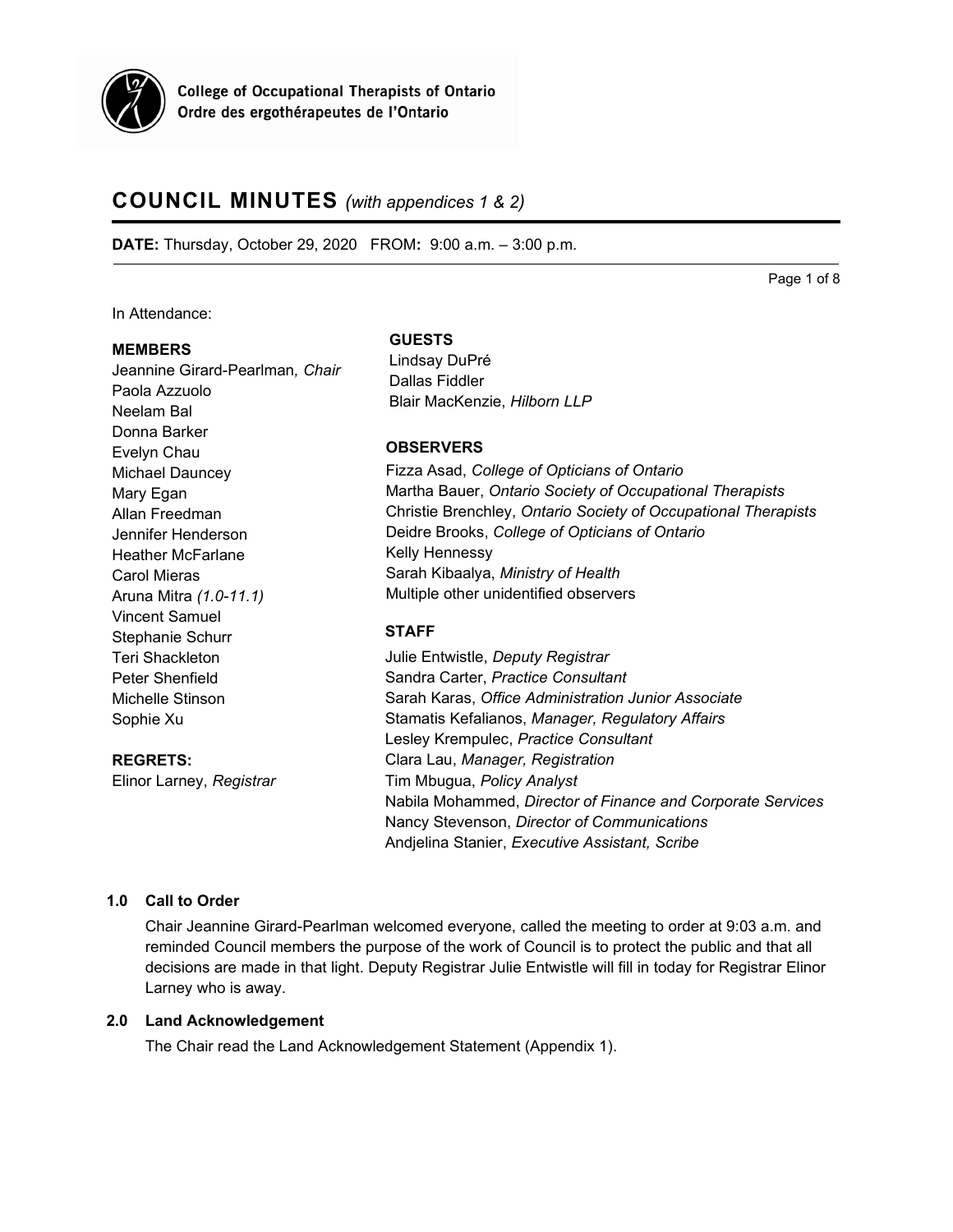College of Occupational Therapists of Ontario
Ordre des ergothérapeutes de l'Ontario

# COUNCIL MINUTES *(with appendices 1 & 2)*

**DATE:** Thursday, October 29, 2020 FROM**:** 9:00 a.m. – 3:00 p.m.

In Attendance:

**MEMBERS**

Jeannine Girard-Pearlman*, Chair*
Paola Azzuolo
Neelam Bal
Donna Barker
Evelyn Chau
Michael Dauncey
Mary Egan
Allan Freedman
Jennifer Henderson
Heather McFarlane
Carol Mieras
Aruna Mitra *(1.0-11.1)*
Vincent Samuel
Stephanie Schurr
Teri Shackleton
Peter Shenfield
Michelle Stinson
Sophie Xu

**REGRETS:**

Elinor Larney, *Registrar*

**GUESTS**

Lindsay DuPré
Dallas Fiddler
Blair MacKenzie, *Hilborn LLP*

**OBSERVERS**

Fizza Asad, *College of Opticians of Ontario*
Martha Bauer, *Ontario Society of Occupational Therapists*
Christie Brenchley, *Ontario Society of Occupational Therapists*
Deidre Brooks, *College of Opticians of Ontario*
Kelly Hennessy
Sarah Kibaalya, *Ministry of Health*
Multiple other unidentified observers

**STAFF**

Julie Entwistle, *Deputy Registrar*
Sandra Carter, *Practice Consultant*
Sarah Karas, *Office Administration Junior Associate*
Stamatis Kefalianos, *Manager, Regulatory Affairs*
Lesley Krempulec, *Practice Consultant*
Clara Lau, *Manager, Registration*
Tim Mbugua, *Policy Analyst*
Nabila Mohammed, *Director of Finance and Corporate Services*
Nancy Stevenson, *Director of Communications*
Andjelina Stanier, *Executive Assistant, Scribe*

### 1.0 Call to Order

Chair Jeannine Girard-Pearlman welcomed everyone, called the meeting to order at 9:03 a.m. and reminded Council members the purpose of the work of Council is to protect the public and that all decisions are made in that light. Deputy Registrar Julie Entwistle will fill in today for Registrar Elinor Larney who is away.

### 2.0 Land Acknowledgement

The Chair read the Land Acknowledgement Statement (Appendix 1).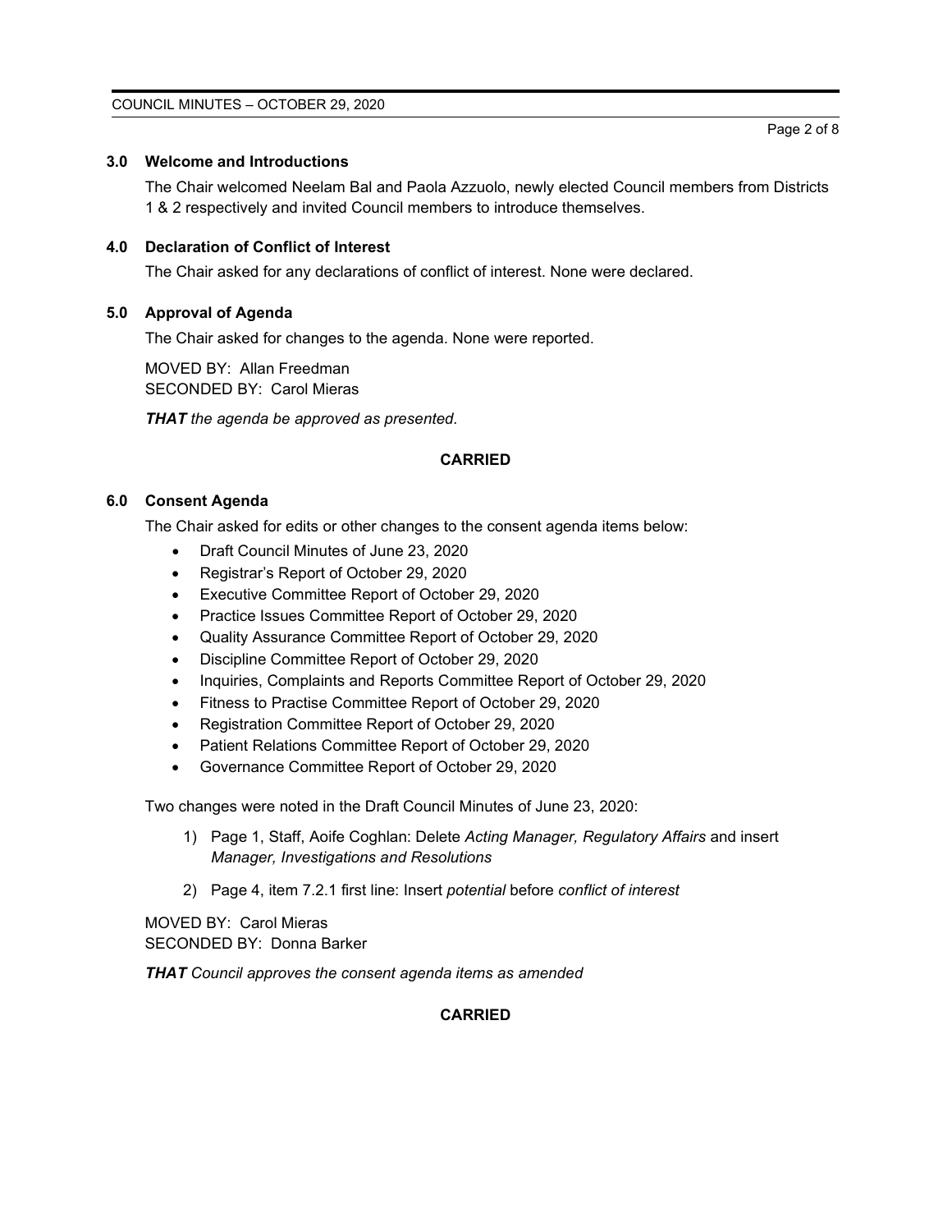## 3.0 Welcome and Introductions

The Chair welcomed Neelam Bal and Paola Azzuolo, newly elected Council members from Districts 1 & 2 respectively and invited Council members to introduce themselves.

## 4.0 Declaration of Conflict of Interest

The Chair asked for any declarations of conflict of interest. None were declared.

## 5.0 Approval of Agenda

The Chair asked for changes to the agenda. None were reported.

MOVED BY: Allan Freedman
SECONDED BY: Carol Mieras

***THAT*** *the agenda be approved as presented.*

**CARRIED**

## 6.0 Consent Agenda

The Chair asked for edits or other changes to the consent agenda items below:

- Draft Council Minutes of June 23, 2020
- Registrar's Report of October 29, 2020
- Executive Committee Report of October 29, 2020
- Practice Issues Committee Report of October 29, 2020
- Quality Assurance Committee Report of October 29, 2020
- Discipline Committee Report of October 29, 2020
- Inquiries, Complaints and Reports Committee Report of October 29, 2020
- Fitness to Practise Committee Report of October 29, 2020
- Registration Committee Report of October 29, 2020
- Patient Relations Committee Report of October 29, 2020
- Governance Committee Report of October 29, 2020

Two changes were noted in the Draft Council Minutes of June 23, 2020:

1) Page 1, Staff, Aoife Coghlan: Delete *Acting Manager, Regulatory Affairs* and insert *Manager, Investigations and Resolutions*
2) Page 4, item 7.2.1 first line: Insert *potential* before *conflict of interest*

MOVED BY: Carol Mieras
SECONDED BY: Donna Barker

***THAT*** *Council approves the consent agenda items as amended*

**CARRIED**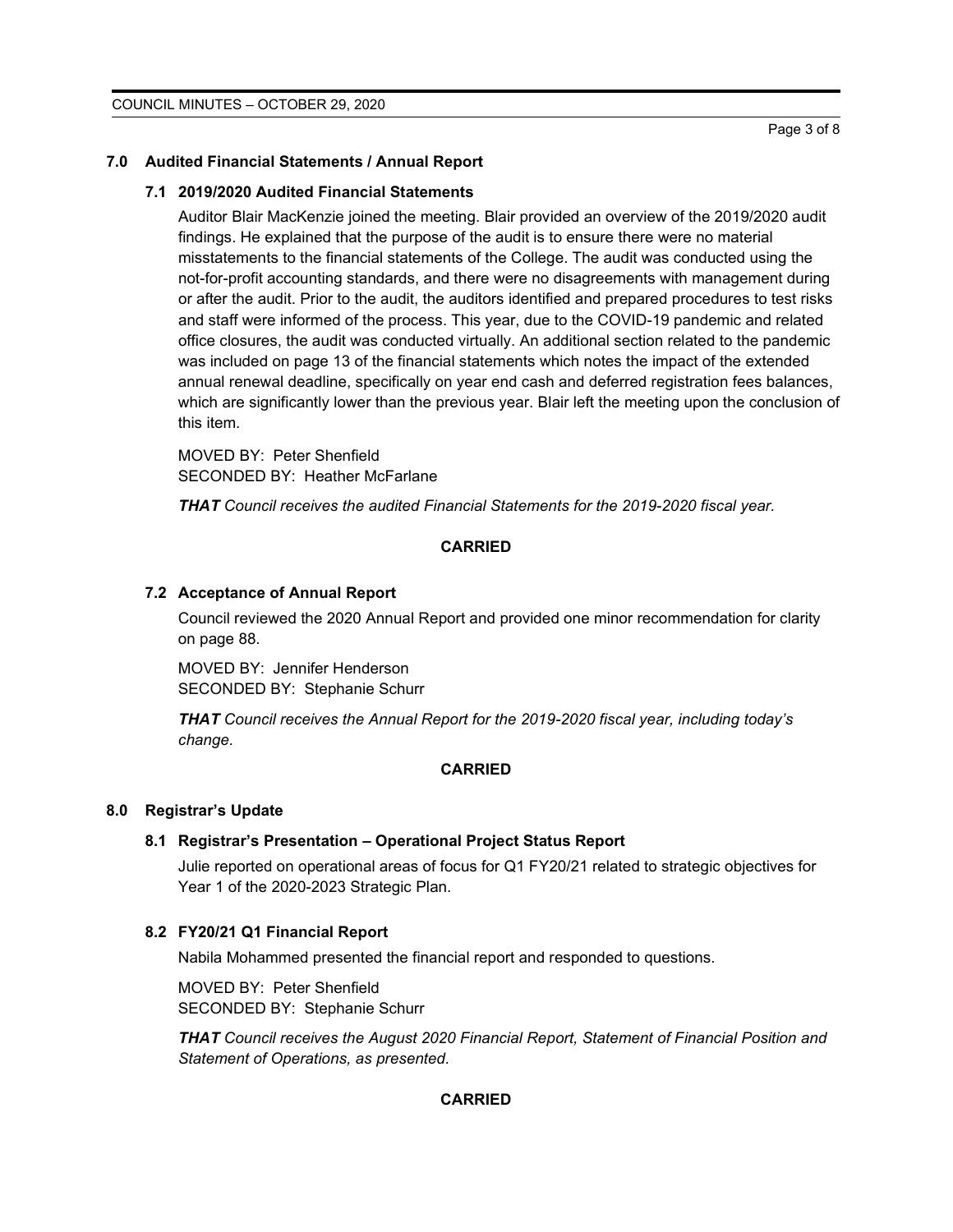## 7.0 Audited Financial Statements / Annual Report

### 7.1 2019/2020 Audited Financial Statements

Auditor Blair MacKenzie joined the meeting. Blair provided an overview of the 2019/2020 audit findings. He explained that the purpose of the audit is to ensure there were no material misstatements to the financial statements of the College. The audit was conducted using the not-for-profit accounting standards, and there were no disagreements with management during or after the audit. Prior to the audit, the auditors identified and prepared procedures to test risks and staff were informed of the process. This year, due to the COVID-19 pandemic and related office closures, the audit was conducted virtually. An additional section related to the pandemic was included on page 13 of the financial statements which notes the impact of the extended annual renewal deadline, specifically on year end cash and deferred registration fees balances, which are significantly lower than the previous year. Blair left the meeting upon the conclusion of this item.

MOVED BY: Peter Shenfield
SECONDED BY: Heather McFarlane

***THAT** Council receives the audited Financial Statements for the 2019-2020 fiscal year.*

**CARRIED**

### 7.2 Acceptance of Annual Report

Council reviewed the 2020 Annual Report and provided one minor recommendation for clarity on page 88.

MOVED BY: Jennifer Henderson
SECONDED BY: Stephanie Schurr

***THAT** Council receives the Annual Report for the 2019-2020 fiscal year, including today's change.*

**CARRIED**

## 8.0 Registrar's Update

### 8.1 Registrar's Presentation – Operational Project Status Report

Julie reported on operational areas of focus for Q1 FY20/21 related to strategic objectives for Year 1 of the 2020-2023 Strategic Plan.

### 8.2 FY20/21 Q1 Financial Report

Nabila Mohammed presented the financial report and responded to questions.

MOVED BY: Peter Shenfield
SECONDED BY: Stephanie Schurr

***THAT** Council receives the August 2020 Financial Report, Statement of Financial Position and Statement of Operations, as presented.*

**CARRIED**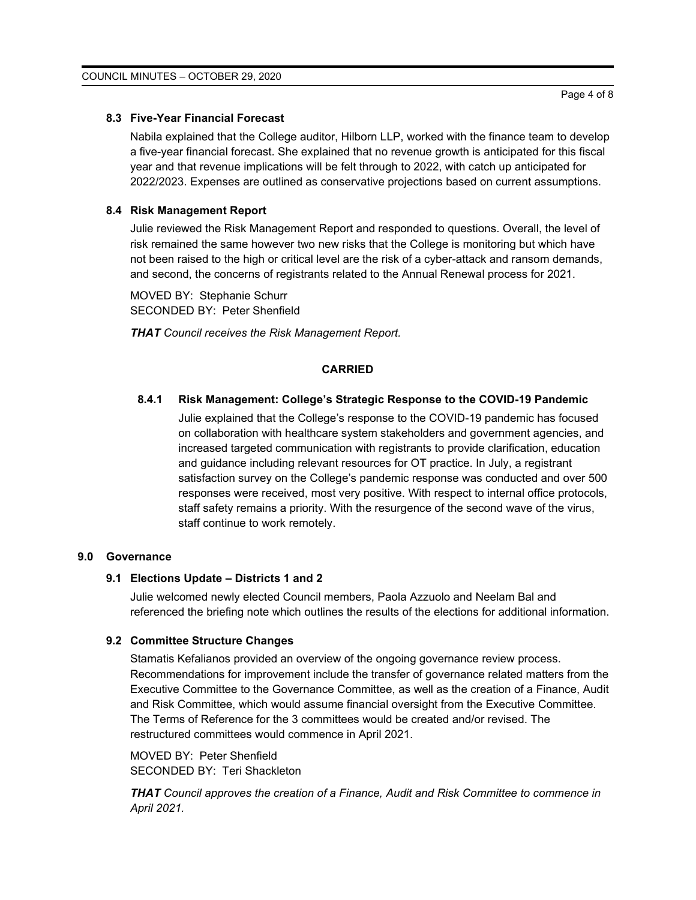### 8.3 Five-Year Financial Forecast

Nabila explained that the College auditor, Hilborn LLP, worked with the finance team to develop a five-year financial forecast. She explained that no revenue growth is anticipated for this fiscal year and that revenue implications will be felt through to 2022, with catch up anticipated for 2022/2023. Expenses are outlined as conservative projections based on current assumptions.

### 8.4 Risk Management Report

Julie reviewed the Risk Management Report and responded to questions. Overall, the level of risk remained the same however two new risks that the College is monitoring but which have not been raised to the high or critical level are the risk of a cyber-attack and ransom demands, and second, the concerns of registrants related to the Annual Renewal process for 2021.

MOVED BY: Stephanie Schurr
SECONDED BY: Peter Shenfield

***THAT** Council receives the Risk Management Report.*

**CARRIED**

#### 8.4.1 Risk Management: College's Strategic Response to the COVID-19 Pandemic

Julie explained that the College's response to the COVID-19 pandemic has focused on collaboration with healthcare system stakeholders and government agencies, and increased targeted communication with registrants to provide clarification, education and guidance including relevant resources for OT practice. In July, a registrant satisfaction survey on the College's pandemic response was conducted and over 500 responses were received, most very positive. With respect to internal office protocols, staff safety remains a priority. With the resurgence of the second wave of the virus, staff continue to work remotely.

## 9.0 Governance

### 9.1 Elections Update – Districts 1 and 2

Julie welcomed newly elected Council members, Paola Azzuolo and Neelam Bal and referenced the briefing note which outlines the results of the elections for additional information.

### 9.2 Committee Structure Changes

Stamatis Kefalianos provided an overview of the ongoing governance review process. Recommendations for improvement include the transfer of governance related matters from the Executive Committee to the Governance Committee, as well as the creation of a Finance, Audit and Risk Committee, which would assume financial oversight from the Executive Committee. The Terms of Reference for the 3 committees would be created and/or revised. The restructured committees would commence in April 2021.

MOVED BY: Peter Shenfield
SECONDED BY: Teri Shackleton

***THAT** Council approves the creation of a Finance, Audit and Risk Committee to commence in April 2021.*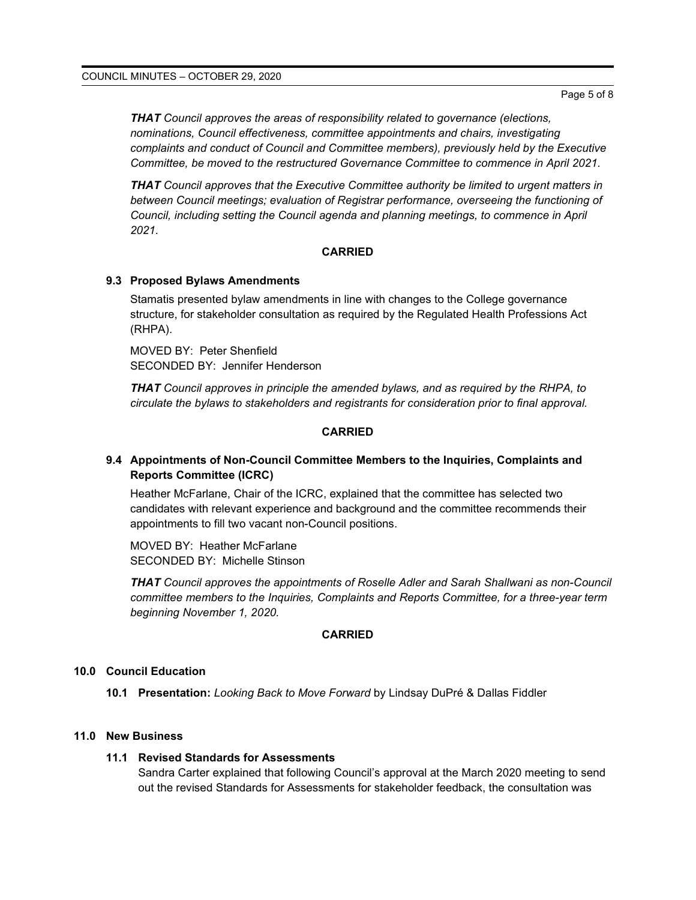***THAT** Council approves the areas of responsibility related to governance (elections, nominations, Council effectiveness, committee appointments and chairs, investigating complaints and conduct of Council and Committee members), previously held by the Executive Committee, be moved to the restructured Governance Committee to commence in April 2021.*

***THAT** Council approves that the Executive Committee authority be limited to urgent matters in between Council meetings; evaluation of Registrar performance, overseeing the functioning of Council, including setting the Council agenda and planning meetings, to commence in April 2021.*

**CARRIED**

### 9.3 Proposed Bylaws Amendments

Stamatis presented bylaw amendments in line with changes to the College governance structure, for stakeholder consultation as required by the Regulated Health Professions Act (RHPA).

MOVED BY: Peter Shenfield
SECONDED BY: Jennifer Henderson

***THAT** Council approves in principle the amended bylaws, and as required by the RHPA, to circulate the bylaws to stakeholders and registrants for consideration prior to final approval.*

**CARRIED**

### 9.4 Appointments of Non-Council Committee Members to the Inquiries, Complaints and Reports Committee (ICRC)

Heather McFarlane, Chair of the ICRC, explained that the committee has selected two candidates with relevant experience and background and the committee recommends their appointments to fill two vacant non-Council positions.

MOVED BY: Heather McFarlane
SECONDED BY: Michelle Stinson

***THAT** Council approves the appointments of Roselle Adler and Sarah Shallwani as non-Council committee members to the Inquiries, Complaints and Reports Committee, for a three-year term beginning November 1, 2020.*

**CARRIED**

## 10.0 Council Education

**10.1 Presentation:** *Looking Back to Move Forward* by Lindsay DuPré & Dallas Fiddler

## 11.0 New Business

### 11.1 Revised Standards for Assessments

Sandra Carter explained that following Council's approval at the March 2020 meeting to send out the revised Standards for Assessments for stakeholder feedback, the consultation was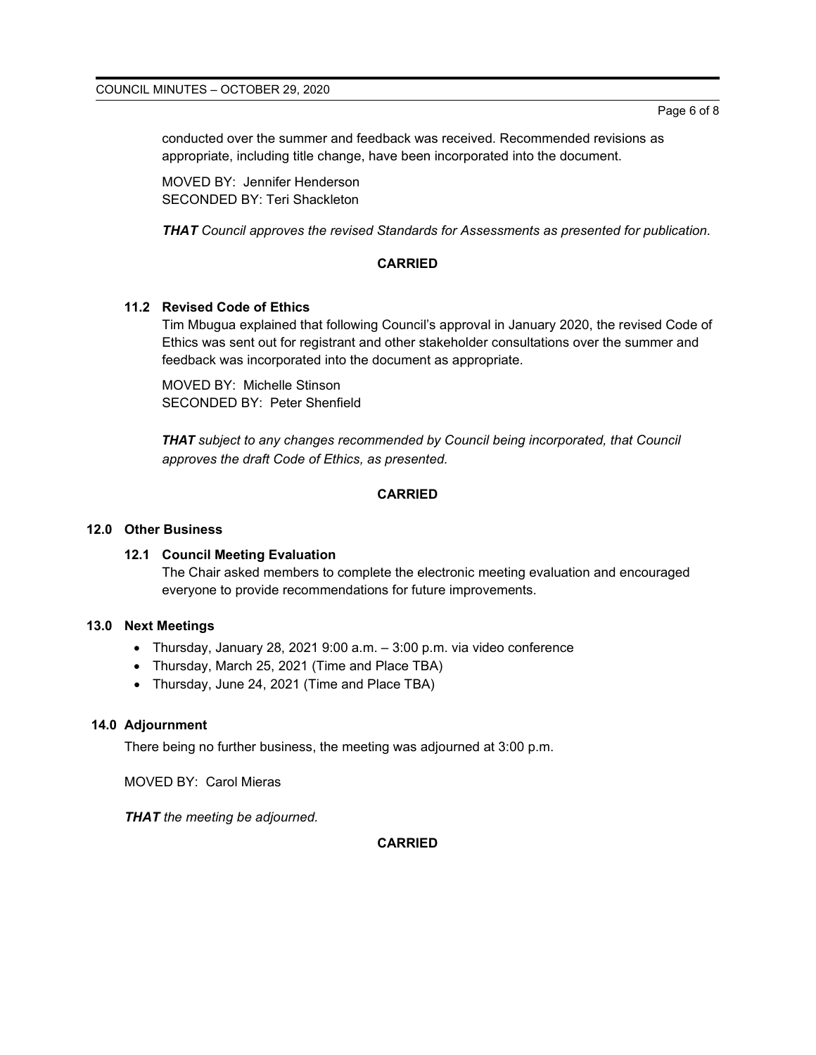conducted over the summer and feedback was received. Recommended revisions as appropriate, including title change, have been incorporated into the document.

MOVED BY: Jennifer Henderson
SECONDED BY: Teri Shackleton

***THAT*** *Council approves the revised Standards for Assessments as presented for publication.*

**CARRIED**

### 11.2 Revised Code of Ethics

Tim Mbugua explained that following Council's approval in January 2020, the revised Code of Ethics was sent out for registrant and other stakeholder consultations over the summer and feedback was incorporated into the document as appropriate.

MOVED BY: Michelle Stinson
SECONDED BY: Peter Shenfield

***THAT*** *subject to any changes recommended by Council being incorporated, that Council approves the draft Code of Ethics, as presented.*

**CARRIED**

## 12.0 Other Business

### 12.1 Council Meeting Evaluation

The Chair asked members to complete the electronic meeting evaluation and encouraged everyone to provide recommendations for future improvements.

## 13.0 Next Meetings

- Thursday, January 28, 2021 9:00 a.m. – 3:00 p.m. via video conference
- Thursday, March 25, 2021 (Time and Place TBA)
- Thursday, June 24, 2021 (Time and Place TBA)

## 14.0 Adjournment

There being no further business, the meeting was adjourned at 3:00 p.m.

MOVED BY: Carol Mieras

***THAT*** *the meeting be adjourned.*

**CARRIED**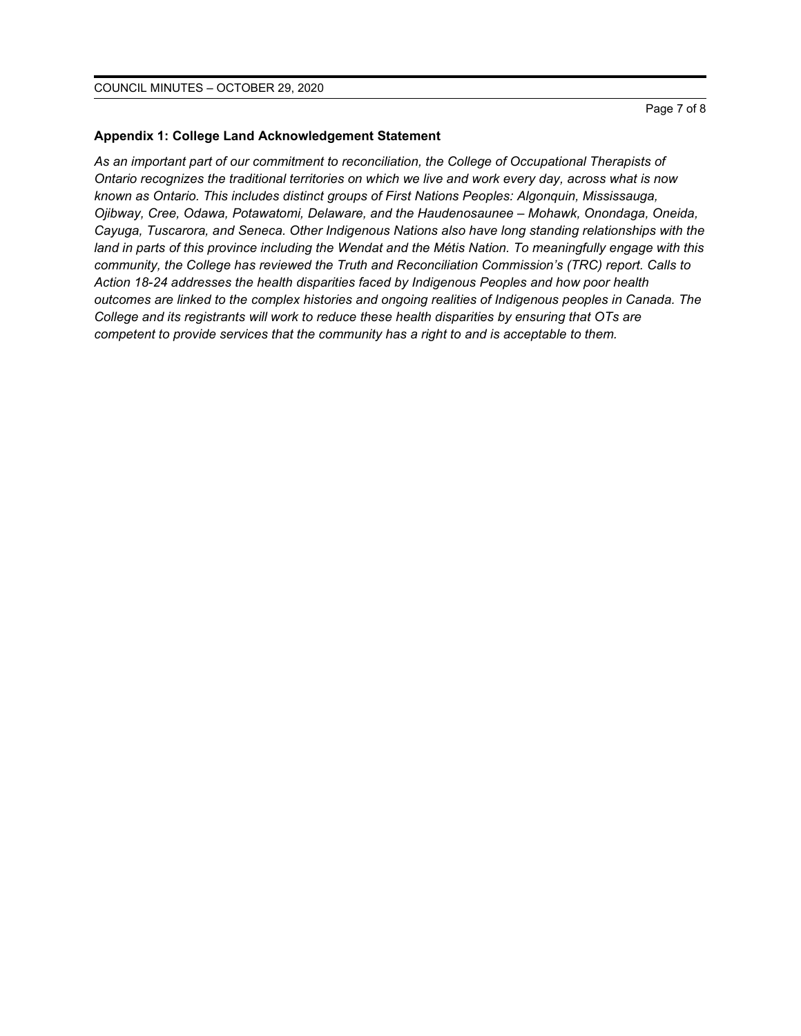**Appendix 1: College Land Acknowledgement Statement**

*As an important part of our commitment to reconciliation, the College of Occupational Therapists of Ontario recognizes the traditional territories on which we live and work every day, across what is now known as Ontario. This includes distinct groups of First Nations Peoples: Algonquin, Mississauga, Ojibway, Cree, Odawa, Potawatomi, Delaware, and the Haudenosaunee – Mohawk, Onondaga, Oneida, Cayuga, Tuscarora, and Seneca. Other Indigenous Nations also have long standing relationships with the land in parts of this province including the Wendat and the Métis Nation. To meaningfully engage with this community, the College has reviewed the Truth and Reconciliation Commission's (TRC) report. Calls to Action 18-24 addresses the health disparities faced by Indigenous Peoples and how poor health outcomes are linked to the complex histories and ongoing realities of Indigenous peoples in Canada. The College and its registrants will work to reduce these health disparities by ensuring that OTs are competent to provide services that the community has a right to and is acceptable to them.*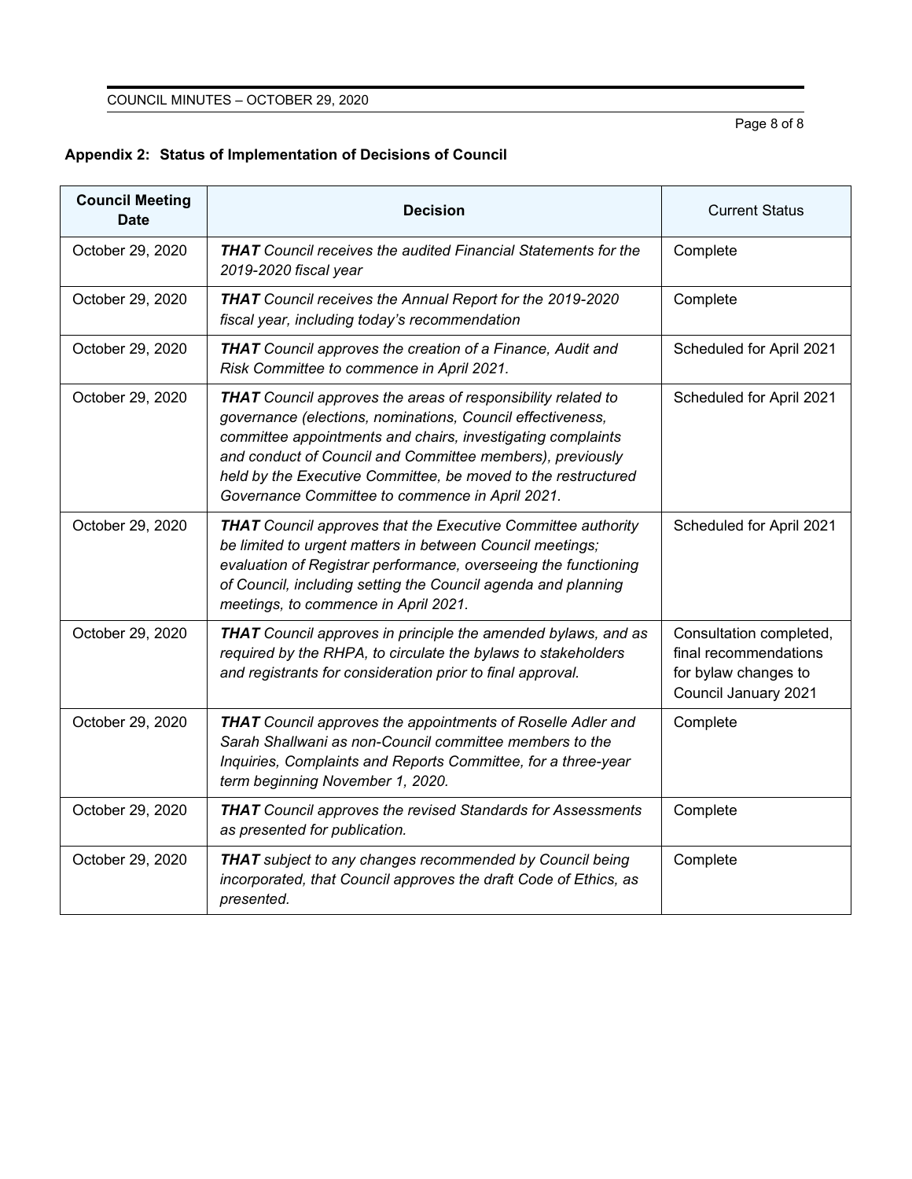**Appendix 2: Status of Implementation of Decisions of Council**

| Council Meeting Date | Decision | Current Status |
|---|---|---|
| October 29, 2020 | ***THAT*** *Council receives the audited Financial Statements for the 2019-2020 fiscal year* | Complete |
| October 29, 2020 | ***THAT*** *Council receives the Annual Report for the 2019-2020 fiscal year, including today's recommendation* | Complete |
| October 29, 2020 | ***THAT*** *Council approves the creation of a Finance, Audit and Risk Committee to commence in April 2021.* | Scheduled for April 2021 |
| October 29, 2020 | ***THAT*** *Council approves the areas of responsibility related to governance (elections, nominations, Council effectiveness, committee appointments and chairs, investigating complaints and conduct of Council and Committee members), previously held by the Executive Committee, be moved to the restructured Governance Committee to commence in April 2021.* | Scheduled for April 2021 |
| October 29, 2020 | ***THAT*** *Council approves that the Executive Committee authority be limited to urgent matters in between Council meetings; evaluation of Registrar performance, overseeing the functioning of Council, including setting the Council agenda and planning meetings, to commence in April 2021.* | Scheduled for April 2021 |
| October 29, 2020 | ***THAT*** *Council approves in principle the amended bylaws, and as required by the RHPA, to circulate the bylaws to stakeholders and registrants for consideration prior to final approval.* | Consultation completed, final recommendations for bylaw changes to Council January 2021 |
| October 29, 2020 | ***THAT*** *Council approves the appointments of Roselle Adler and Sarah Shallwani as non-Council committee members to the Inquiries, Complaints and Reports Committee, for a three-year term beginning November 1, 2020.* | Complete |
| October 29, 2020 | ***THAT*** *Council approves the revised Standards for Assessments as presented for publication.* | Complete |
| October 29, 2020 | ***THAT*** *subject to any changes recommended by Council being incorporated, that Council approves the draft Code of Ethics, as presented.* | Complete |